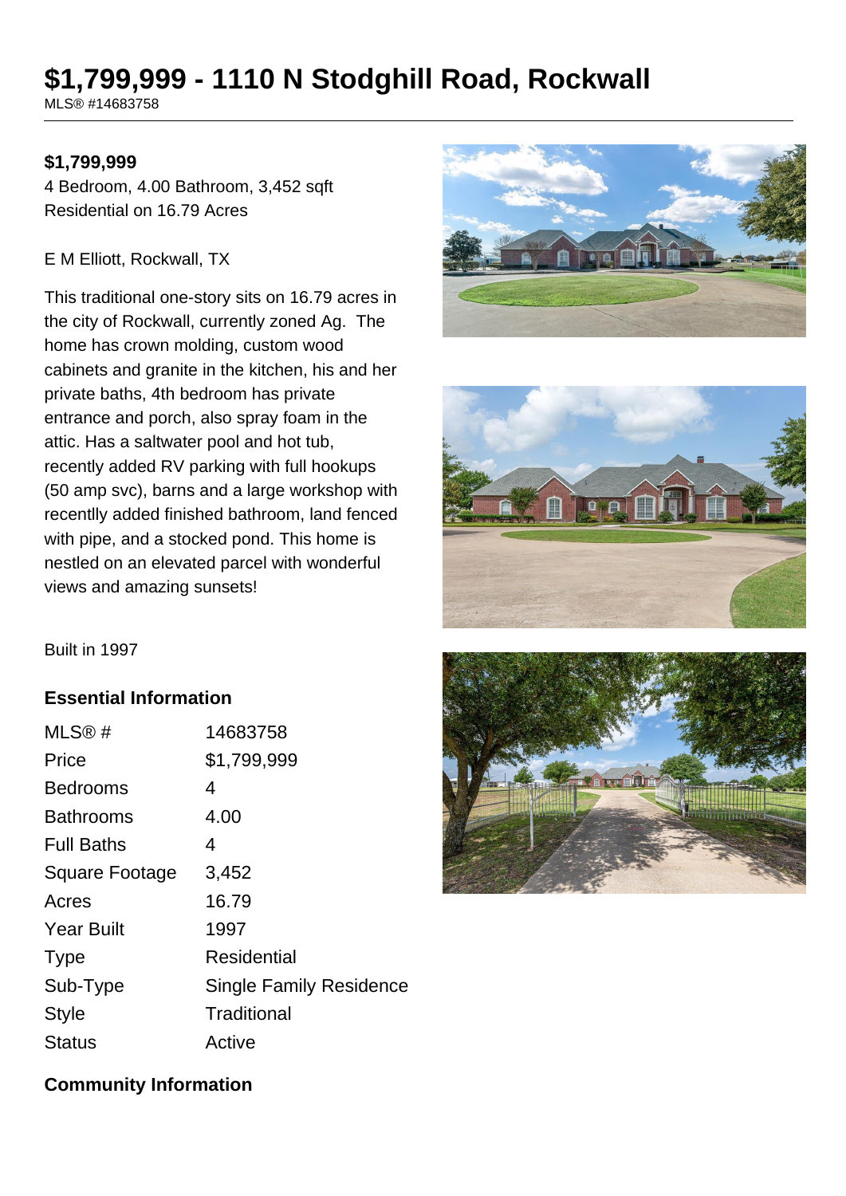# $1,799,999 - 1110 N Stodghill Road, Rockwall

MLS® #14683758

**$1,799,999**

4 Bedroom, 4.00 Bathroom, 3,452 sqft
Residential on 16.79 Acres

E M Elliott, Rockwall, TX

This traditional one-story sits on 16.79 acres in the city of Rockwall, currently zoned Ag. The home has crown molding, custom wood cabinets and granite in the kitchen, his and her private baths, 4th bedroom has private entrance and porch, also spray foam in the attic. Has a saltwater pool and hot tub, recently added RV parking with full hookups (50 amp svc), barns and a large workshop with recentlly added finished bathroom, land fenced with pipe, and a stocked pond. This home is nestled on an elevated parcel with wonderful views and amazing sunsets!

Built in 1997

## Essential Information

| | |
|---|---|
| MLS® # | 14683758 |
| Price | $1,799,999 |
| Bedrooms | 4 |
| Bathrooms | 4.00 |
| Full Baths | 4 |
| Square Footage | 3,452 |
| Acres | 16.79 |
| Year Built | 1997 |
| Type | Residential |
| Sub-Type | Single Family Residence |
| Style | Traditional |
| Status | Active |

## Community Information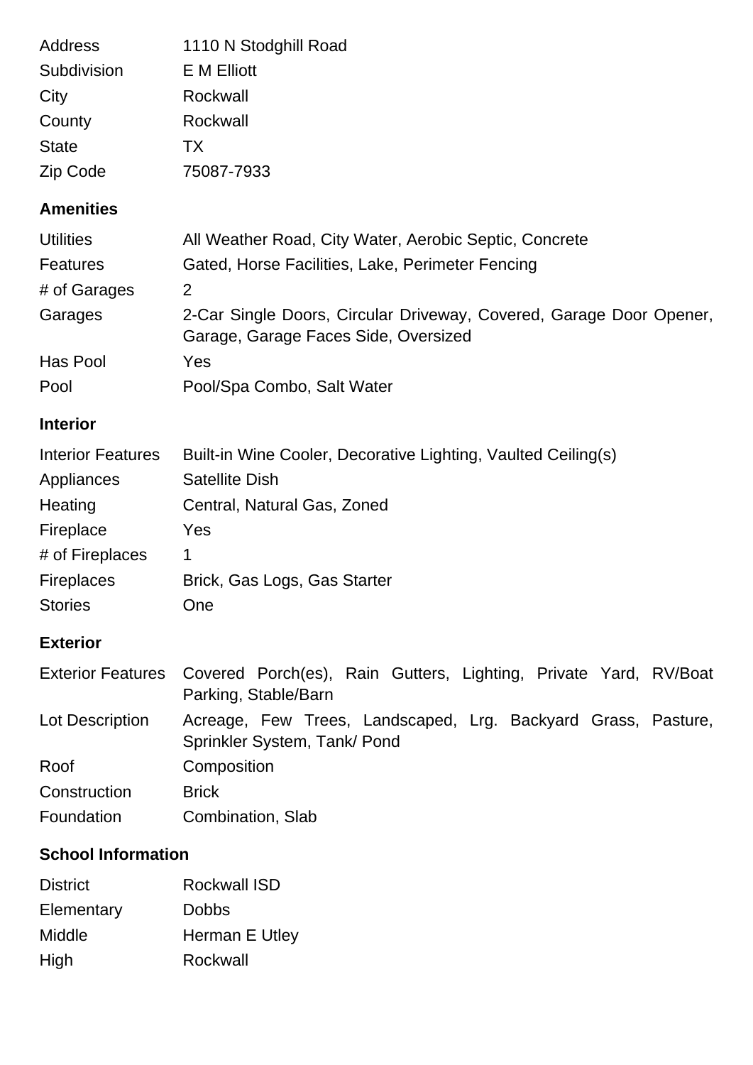| | |
|---|---|
| Address | 1110 N Stodghill Road |
| Subdivision | E M Elliott |
| City | Rockwall |
| County | Rockwall |
| State | TX |
| Zip Code | 75087-7933 |

## Amenities

| | |
|---|---|
| Utilities | All Weather Road, City Water, Aerobic Septic, Concrete |
| Features | Gated, Horse Facilities, Lake, Perimeter Fencing |
| # of Garages | 2 |
| Garages | 2-Car Single Doors, Circular Driveway, Covered, Garage Door Opener, Garage, Garage Faces Side, Oversized |
| Has Pool | Yes |
| Pool | Pool/Spa Combo, Salt Water |

## Interior

| | |
|---|---|
| Interior Features | Built-in Wine Cooler, Decorative Lighting, Vaulted Ceiling(s) |
| Appliances | Satellite Dish |
| Heating | Central, Natural Gas, Zoned |
| Fireplace | Yes |
| # of Fireplaces | 1 |
| Fireplaces | Brick, Gas Logs, Gas Starter |
| Stories | One |

## Exterior

| | |
|---|---|
| Exterior Features | Covered Porch(es), Rain Gutters, Lighting, Private Yard, RV/Boat Parking, Stable/Barn |
| Lot Description | Acreage, Few Trees, Landscaped, Lrg. Backyard Grass, Pasture, Sprinkler System, Tank/ Pond |
| Roof | Composition |
| Construction | Brick |
| Foundation | Combination, Slab |

## School Information

| | |
|---|---|
| District | Rockwall ISD |
| Elementary | Dobbs |
| Middle | Herman E Utley |
| High | Rockwall |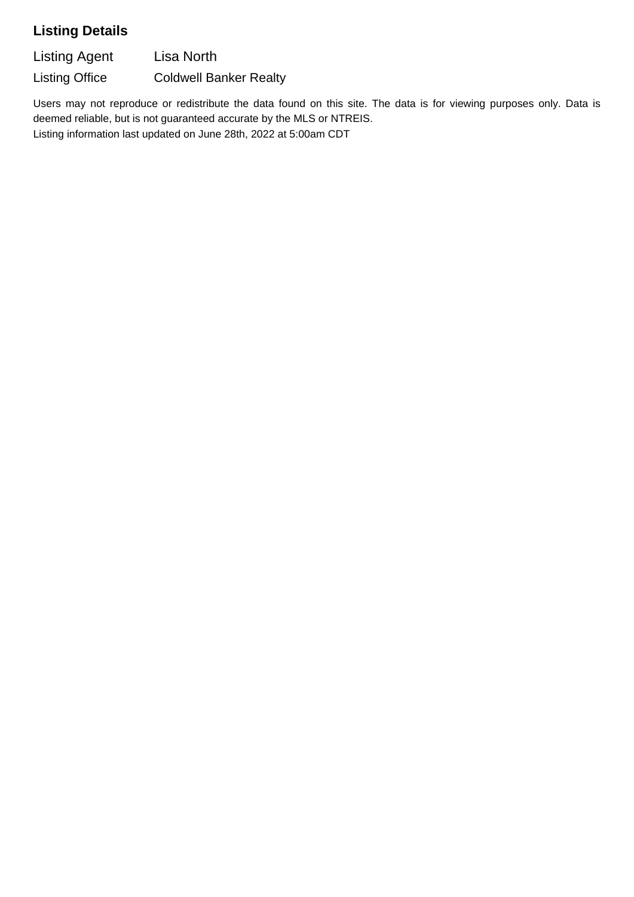## Listing Details

| | |
|---|---|
| Listing Agent | Lisa North |
| Listing Office | Coldwell Banker Realty |

Users may not reproduce or redistribute the data found on this site. The data is for viewing purposes only. Data is deemed reliable, but is not guaranteed accurate by the MLS or NTREIS.
Listing information last updated on June 28th, 2022 at 5:00am CDT